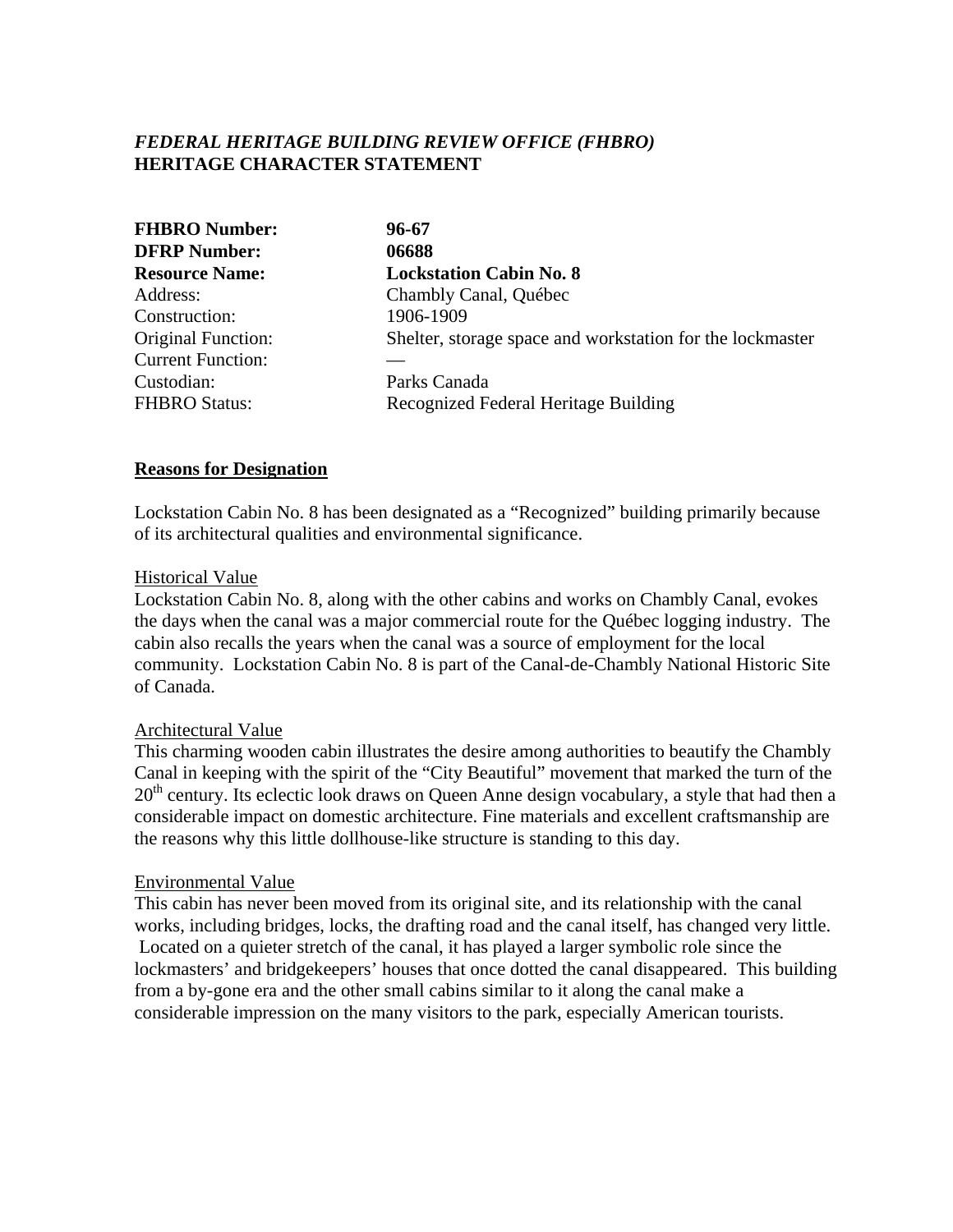***FEDERAL HERITAGE BUILDING REVIEW OFFICE (FHBRO)***
**HERITAGE CHARACTER STATEMENT**

| | |
|---|---|
| **FHBRO Number:** | **96-67** |
| **DFRP Number:** | **06688** |
| **Resource Name:** | **Lockstation Cabin No. 8** |
| Address: | Chambly Canal, Québec |
| Construction: | 1906-1909 |
| Original Function: | Shelter, storage space and workstation for the lockmaster |
| Current Function: | — |
| Custodian: | Parks Canada |
| FHBRO Status: | Recognized Federal Heritage Building |

## Reasons for Designation

Lockstation Cabin No. 8 has been designated as a "Recognized" building primarily because of its architectural qualities and environmental significance.

### Historical Value

Lockstation Cabin No. 8, along with the other cabins and works on Chambly Canal, evokes the days when the canal was a major commercial route for the Québec logging industry. The cabin also recalls the years when the canal was a source of employment for the local community. Lockstation Cabin No. 8 is part of the Canal-de-Chambly National Historic Site of Canada.

### Architectural Value

This charming wooden cabin illustrates the desire among authorities to beautify the Chambly Canal in keeping with the spirit of the "City Beautiful" movement that marked the turn of the 20th century. Its eclectic look draws on Queen Anne design vocabulary, a style that had then a considerable impact on domestic architecture. Fine materials and excellent craftsmanship are the reasons why this little dollhouse-like structure is standing to this day.

### Environmental Value

This cabin has never been moved from its original site, and its relationship with the canal works, including bridges, locks, the drafting road and the canal itself, has changed very little. Located on a quieter stretch of the canal, it has played a larger symbolic role since the lockmasters' and bridgekeepers' houses that once dotted the canal disappeared. This building from a by-gone era and the other small cabins similar to it along the canal make a considerable impression on the many visitors to the park, especially American tourists.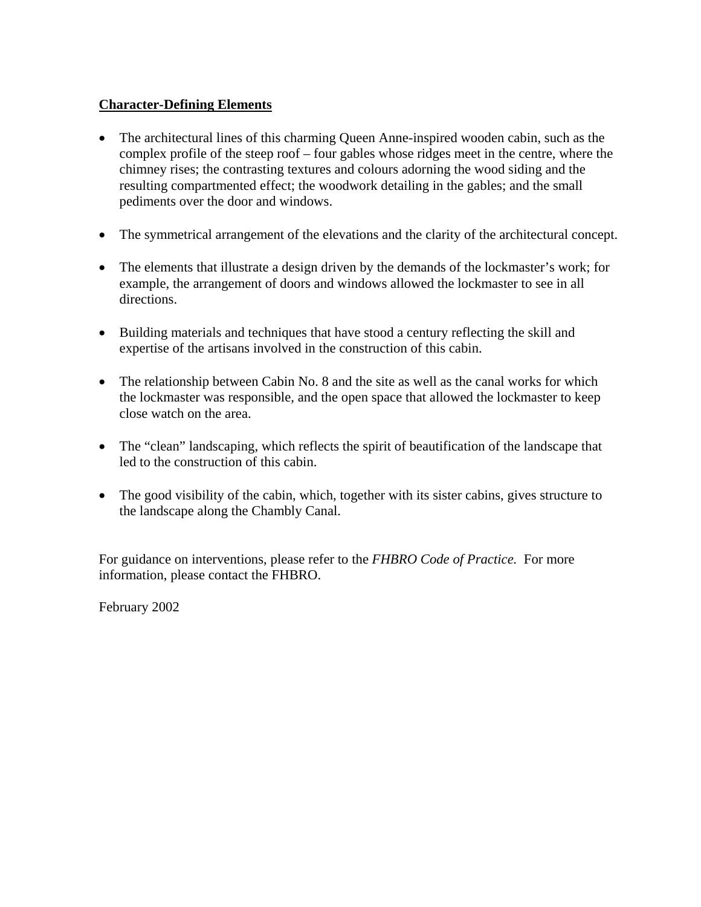**Character-Defining Elements**

- The architectural lines of this charming Queen Anne-inspired wooden cabin, such as the complex profile of the steep roof – four gables whose ridges meet in the centre, where the chimney rises; the contrasting textures and colours adorning the wood siding and the resulting compartmented effect; the woodwork detailing in the gables; and the small pediments over the door and windows.

- The symmetrical arrangement of the elevations and the clarity of the architectural concept.

- The elements that illustrate a design driven by the demands of the lockmaster's work; for example, the arrangement of doors and windows allowed the lockmaster to see in all directions.

- Building materials and techniques that have stood a century reflecting the skill and expertise of the artisans involved in the construction of this cabin.

- The relationship between Cabin No. 8 and the site as well as the canal works for which the lockmaster was responsible, and the open space that allowed the lockmaster to keep close watch on the area.

- The "clean" landscaping, which reflects the spirit of beautification of the landscape that led to the construction of this cabin.

- The good visibility of the cabin, which, together with its sister cabins, gives structure to the landscape along the Chambly Canal.

For guidance on interventions, please refer to the *FHBRO Code of Practice.* For more information, please contact the FHBRO.

February 2002